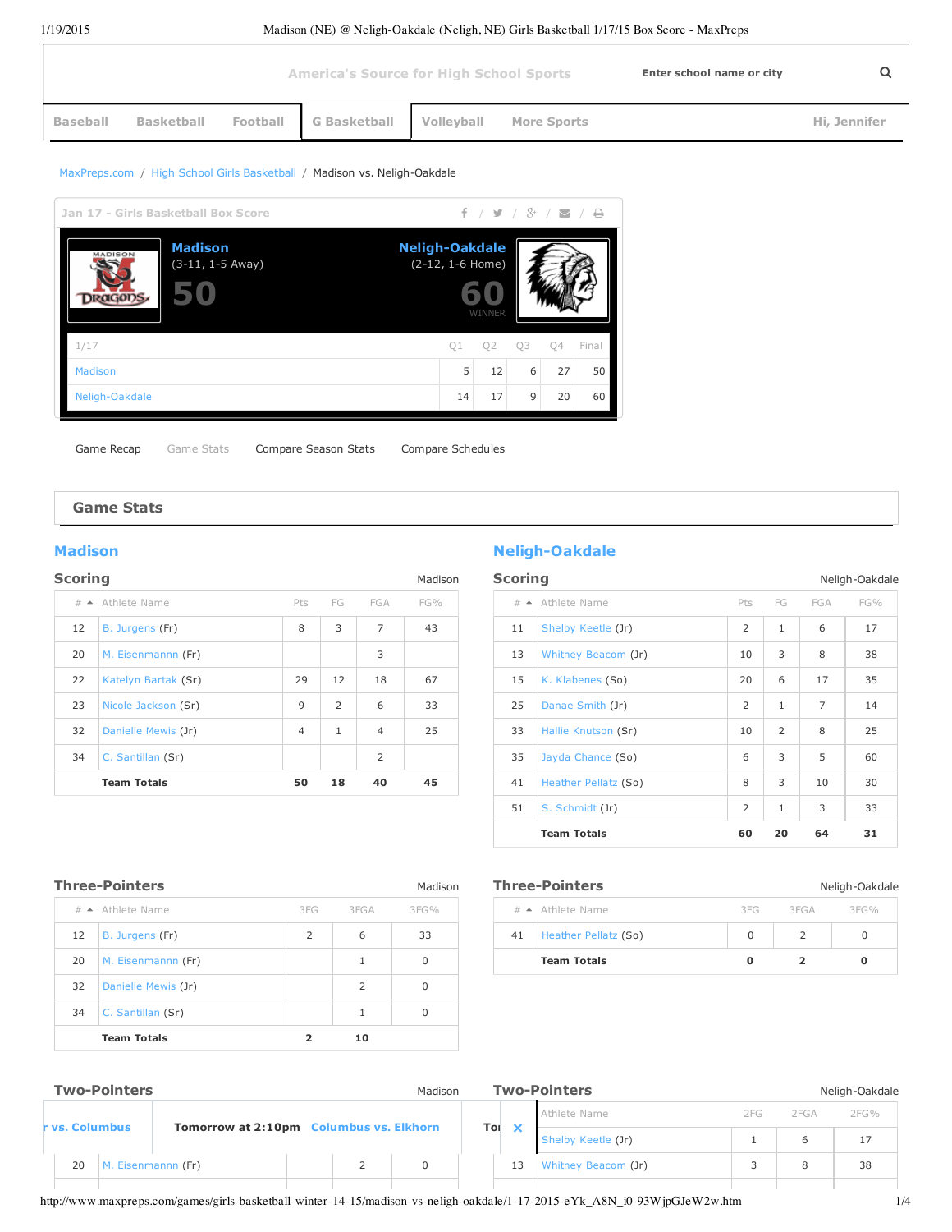America's Source for High School Sports

Enter school name or city

Baseball | Basketball | Football | G Basketball | Volleyball | More Sports | Hi, Jennifer

MaxPreps.com / High School Girls Basketball / Madison vs. Neligh-Oakdale

Jan 17 - Girls Basketball Box Score

**Madison** (3-11, 1-5 Away) **50**

**Neligh-Oakdale** (2-12, 1-6 Home) **60** WINNER

| 1/17 | Q1 | Q2 | Q3 | Q4 | Final |
|---|---|---|---|---|---|
| Madison | 5 | 12 | 6 | 27 | 50 |
| Neligh-Oakdale | 14 | 17 | 9 | 20 | 60 |

Game Recap | Game Stats | Compare Season Stats | Compare Schedules

## Game Stats

### Madison

#### Scoring

| # | Athlete Name | Pts | FG | FGA | FG% |
|---|---|---|---|---|---|
| 12 | B. Jurgens (Fr) | 8 | 3 | 7 | 43 |
| 20 | M. Eisenmannn (Fr) | | | 3 | |
| 22 | Katelyn Bartak (Sr) | 29 | 12 | 18 | 67 |
| 23 | Nicole Jackson (Sr) | 9 | 2 | 6 | 33 |
| 32 | Danielle Mewis (Jr) | 4 | 1 | 4 | 25 |
| 34 | C. Santillan (Sr) | | | 2 | |
| | **Team Totals** | **50** | **18** | **40** | **45** |

#### Three-Pointers

| # | Athlete Name | 3FG | 3FGA | 3FG% |
|---|---|---|---|---|
| 12 | B. Jurgens (Fr) | 2 | 6 | 33 |
| 20 | M. Eisenmannn (Fr) | | 1 | 0 |
| 32 | Danielle Mewis (Jr) | | 2 | 0 |
| 34 | C. Santillan (Sr) | | 1 | 0 |
| | **Team Totals** | **2** | **10** | |

#### Two-Pointers

| # | Athlete Name | 2FG | 2FGA | 2FG% |
|---|---|---|---|---|
| 20 | M. Eisenmannn (Fr) | | 2 | 0 |

### Neligh-Oakdale

#### Scoring

| # | Athlete Name | Pts | FG | FGA | FG% |
|---|---|---|---|---|---|
| 11 | Shelby Keetle (Jr) | 2 | 1 | 6 | 17 |
| 13 | Whitney Beacom (Jr) | 10 | 3 | 8 | 38 |
| 15 | K. Klabenes (So) | 20 | 6 | 17 | 35 |
| 25 | Danae Smith (Jr) | 2 | 1 | 7 | 14 |
| 33 | Hallie Knutson (Sr) | 10 | 2 | 8 | 25 |
| 35 | Jayda Chance (So) | 6 | 3 | 5 | 60 |
| 41 | Heather Pellatz (So) | 8 | 3 | 10 | 30 |
| 51 | S. Schmidt (Jr) | 2 | 1 | 3 | 33 |
| | **Team Totals** | **60** | **20** | **64** | **31** |

#### Three-Pointers

| # | Athlete Name | 3FG | 3FGA | 3FG% |
|---|---|---|---|---|
| 41 | Heather Pellatz (So) | 0 | 2 | 0 |
| | **Team Totals** | **0** | **2** | **0** |

#### Two-Pointers

| # | Athlete Name | 2FG | 2FGA | 2FG% |
|---|---|---|---|---|
| | Shelby Keetle (Jr) | 1 | 6 | 17 |
| 13 | Whitney Beacom (Jr) | 3 | 8 | 38 |

r vs. Columbus | Tomorrow at 2:10pm Columbus vs. Elkhorn | To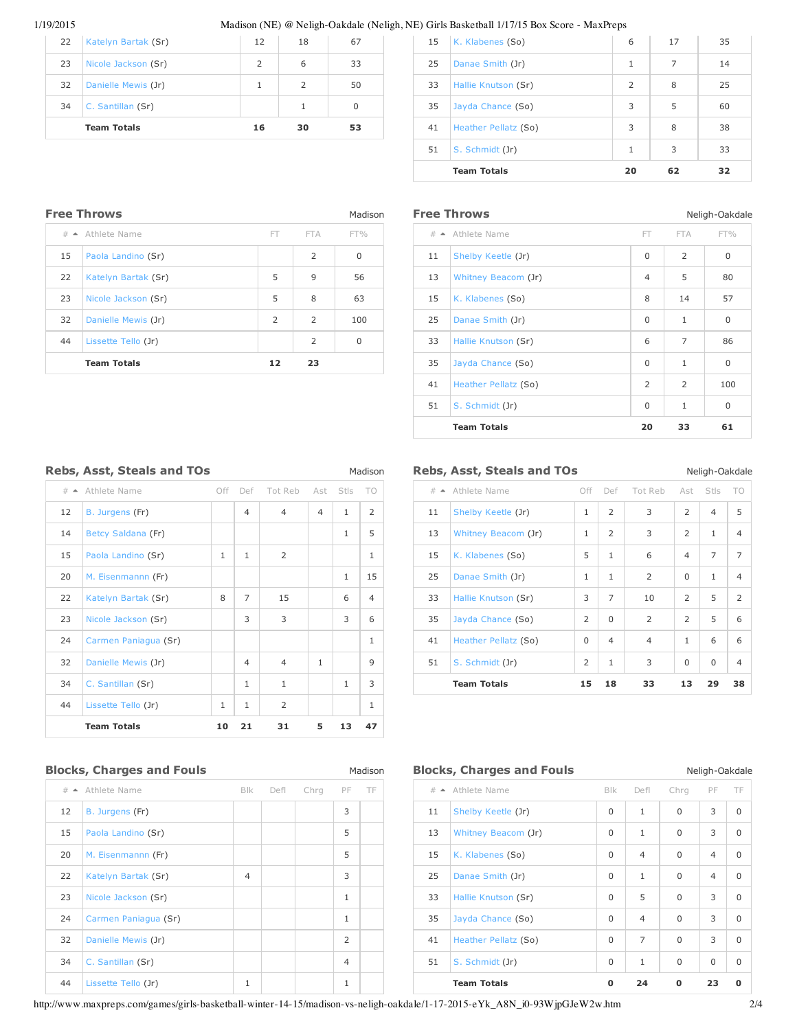| # | Athlete Name | | | |
|---|---|---|---|---|
| 22 | Katelyn Bartak (Sr) | 12 | 18 | 67 |
| 23 | Nicole Jackson (Sr) | 2 | 6 | 33 |
| 32 | Danielle Mewis (Jr) | 1 | 2 | 50 |
| 34 | C. Santillan (Sr) | | 1 | 0 |
| | **Team Totals** | **16** | **30** | **53** |

| # | Athlete Name | | | |
|---|---|---|---|---|
| 15 | K. Klabenes (So) | 6 | 17 | 35 |
| 25 | Danae Smith (Jr) | 1 | 7 | 14 |
| 33 | Hallie Knutson (Sr) | 2 | 8 | 25 |
| 35 | Jayda Chance (So) | 3 | 5 | 60 |
| 41 | Heather Pellatz (So) | 3 | 8 | 38 |
| 51 | S. Schmidt (Jr) | 1 | 3 | 33 |
| | **Team Totals** | **20** | **62** | **32** |

## Free Throws — Madison

| # | Athlete Name | FT | FTA | FT% |
|---|---|---|---|---|
| 15 | Paola Landino (Sr) | | 2 | 0 |
| 22 | Katelyn Bartak (Sr) | 5 | 9 | 56 |
| 23 | Nicole Jackson (Sr) | 5 | 8 | 63 |
| 32 | Danielle Mewis (Jr) | 2 | 2 | 100 |
| 44 | Lissette Tello (Jr) | | 2 | 0 |
| | **Team Totals** | **12** | **23** | |

## Free Throws — Neligh-Oakdale

| # | Athlete Name | FT | FTA | FT% |
|---|---|---|---|---|
| 11 | Shelby Keetle (Jr) | 0 | 2 | 0 |
| 13 | Whitney Beacom (Jr) | 4 | 5 | 80 |
| 15 | K. Klabenes (So) | 8 | 14 | 57 |
| 25 | Danae Smith (Jr) | 0 | 1 | 0 |
| 33 | Hallie Knutson (Sr) | 6 | 7 | 86 |
| 35 | Jayda Chance (So) | 0 | 1 | 0 |
| 41 | Heather Pellatz (So) | 2 | 2 | 100 |
| 51 | S. Schmidt (Jr) | 0 | 1 | 0 |
| | **Team Totals** | **20** | **33** | **61** |

## Rebs, Asst, Steals and TOs — Madison

| # | Athlete Name | Off | Def | Tot Reb | Ast | Stls | TO |
|---|---|---|---|---|---|---|---|
| 12 | B. Jurgens (Fr) | | 4 | 4 | 4 | 1 | 2 |
| 14 | Betcy Saldana (Fr) | | | | | 1 | 5 |
| 15 | Paola Landino (Sr) | 1 | 1 | 2 | | | 1 |
| 20 | M. Eisenmannn (Fr) | | | | | 1 | 15 |
| 22 | Katelyn Bartak (Sr) | 8 | 7 | 15 | | 6 | 4 |
| 23 | Nicole Jackson (Sr) | | 3 | 3 | | 3 | 6 |
| 24 | Carmen Paniagua (Sr) | | | | | | 1 |
| 32 | Danielle Mewis (Jr) | | 4 | 4 | 1 | | 9 |
| 34 | C. Santillan (Sr) | | 1 | 1 | | 1 | 3 |
| 44 | Lissette Tello (Jr) | 1 | 1 | 2 | | | 1 |
| | **Team Totals** | **10** | **21** | **31** | **5** | **13** | **47** |

## Rebs, Asst, Steals and TOs — Neligh-Oakdale

| # | Athlete Name | Off | Def | Tot Reb | Ast | Stls | TO |
|---|---|---|---|---|---|---|---|
| 11 | Shelby Keetle (Jr) | 1 | 2 | 3 | 2 | 4 | 5 |
| 13 | Whitney Beacom (Jr) | 1 | 2 | 3 | 2 | 1 | 4 |
| 15 | K. Klabenes (So) | 5 | 1 | 6 | 4 | 7 | 7 |
| 25 | Danae Smith (Jr) | 1 | 1 | 2 | 0 | 1 | 4 |
| 33 | Hallie Knutson (Sr) | 3 | 7 | 10 | 2 | 5 | 2 |
| 35 | Jayda Chance (So) | 2 | 0 | 2 | 2 | 5 | 6 |
| 41 | Heather Pellatz (So) | 0 | 4 | 4 | 1 | 6 | 6 |
| 51 | S. Schmidt (Jr) | 2 | 1 | 3 | 0 | 0 | 4 |
| | **Team Totals** | **15** | **18** | **33** | **13** | **29** | **38** |

## Blocks, Charges and Fouls — Madison

| # | Athlete Name | Blk | Defl | Chrg | PF | TF |
|---|---|---|---|---|---|---|
| 12 | B. Jurgens (Fr) | | | | 3 | |
| 15 | Paola Landino (Sr) | | | | 5 | |
| 20 | M. Eisenmannn (Fr) | | | | 5 | |
| 22 | Katelyn Bartak (Sr) | 4 | | | 3 | |
| 23 | Nicole Jackson (Sr) | | | | 1 | |
| 24 | Carmen Paniagua (Sr) | | | | 1 | |
| 32 | Danielle Mewis (Jr) | | | | 2 | |
| 34 | C. Santillan (Sr) | | | | 4 | |
| 44 | Lissette Tello (Jr) | 1 | | | 1 | |

## Blocks, Charges and Fouls — Neligh-Oakdale

| # | Athlete Name | Blk | Defl | Chrg | PF | TF |
|---|---|---|---|---|---|---|
| 11 | Shelby Keetle (Jr) | 0 | 1 | 0 | 3 | 0 |
| 13 | Whitney Beacom (Jr) | 0 | 1 | 0 | 3 | 0 |
| 15 | K. Klabenes (So) | 0 | 4 | 0 | 4 | 0 |
| 25 | Danae Smith (Jr) | 0 | 1 | 0 | 4 | 0 |
| 33 | Hallie Knutson (Sr) | 0 | 5 | 0 | 3 | 0 |
| 35 | Jayda Chance (So) | 0 | 4 | 0 | 3 | 0 |
| 41 | Heather Pellatz (So) | 0 | 7 | 0 | 3 | 0 |
| 51 | S. Schmidt (Jr) | 0 | 1 | 0 | 0 | 0 |
| | **Team Totals** | **0** | **24** | **0** | **23** | **0** |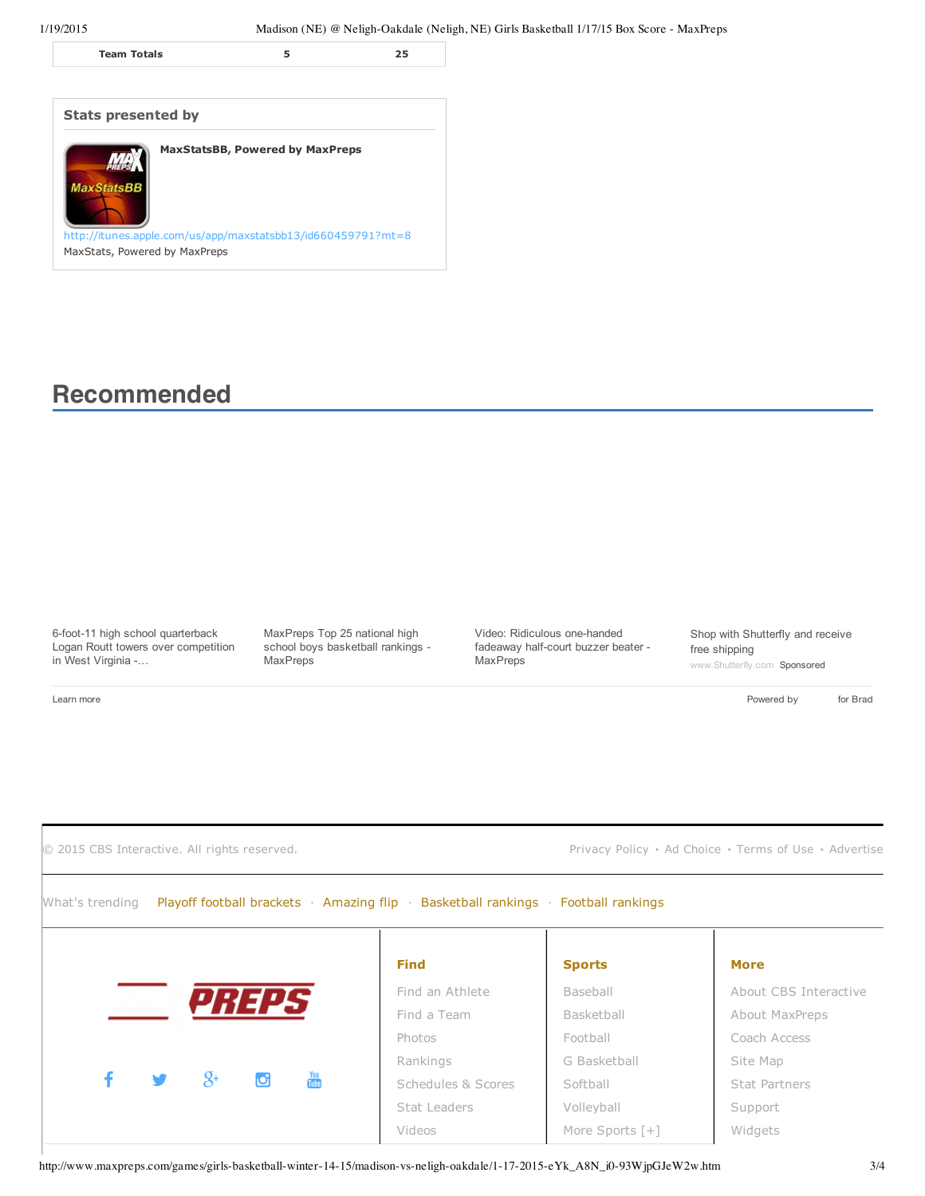| | | |
|---|---|---|
| Team Totals | 5 | 25 |

## Stats presented by

**MaxStatsBB, Powered by MaxPreps**

http://itunes.apple.com/us/app/maxstatsbb13/id660459791?mt=8

MaxStats, Powered by MaxPreps

# Recommended

6-foot-11 high school quarterback Logan Routt towers over competition in West Virginia -...

MaxPreps Top 25 national high school boys basketball rankings - MaxPreps

Video: Ridiculous one-handed fadeaway half-court buzzer beater - MaxPreps

Shop with Shutterfly and receive free shipping
www.Shutterfly.com Sponsored

Learn more

Powered by for Brad

© 2015 CBS Interactive. All rights reserved.

Privacy Policy • Ad Choice • Terms of Use • Advertise

What's trending Playoff football brackets · Amazing flip · Basketball rankings · Football rankings

PREPS

**Find**
- Find an Athlete
- Find a Team
- Photos
- Rankings
- Schedules & Scores
- Stat Leaders
- Videos

**Sports**
- Baseball
- Basketball
- Football
- G Basketball
- Softball
- Volleyball
- More Sports [+]

**More**
- About CBS Interactive
- About MaxPreps
- Coach Access
- Site Map
- Stat Partners
- Support
- Widgets